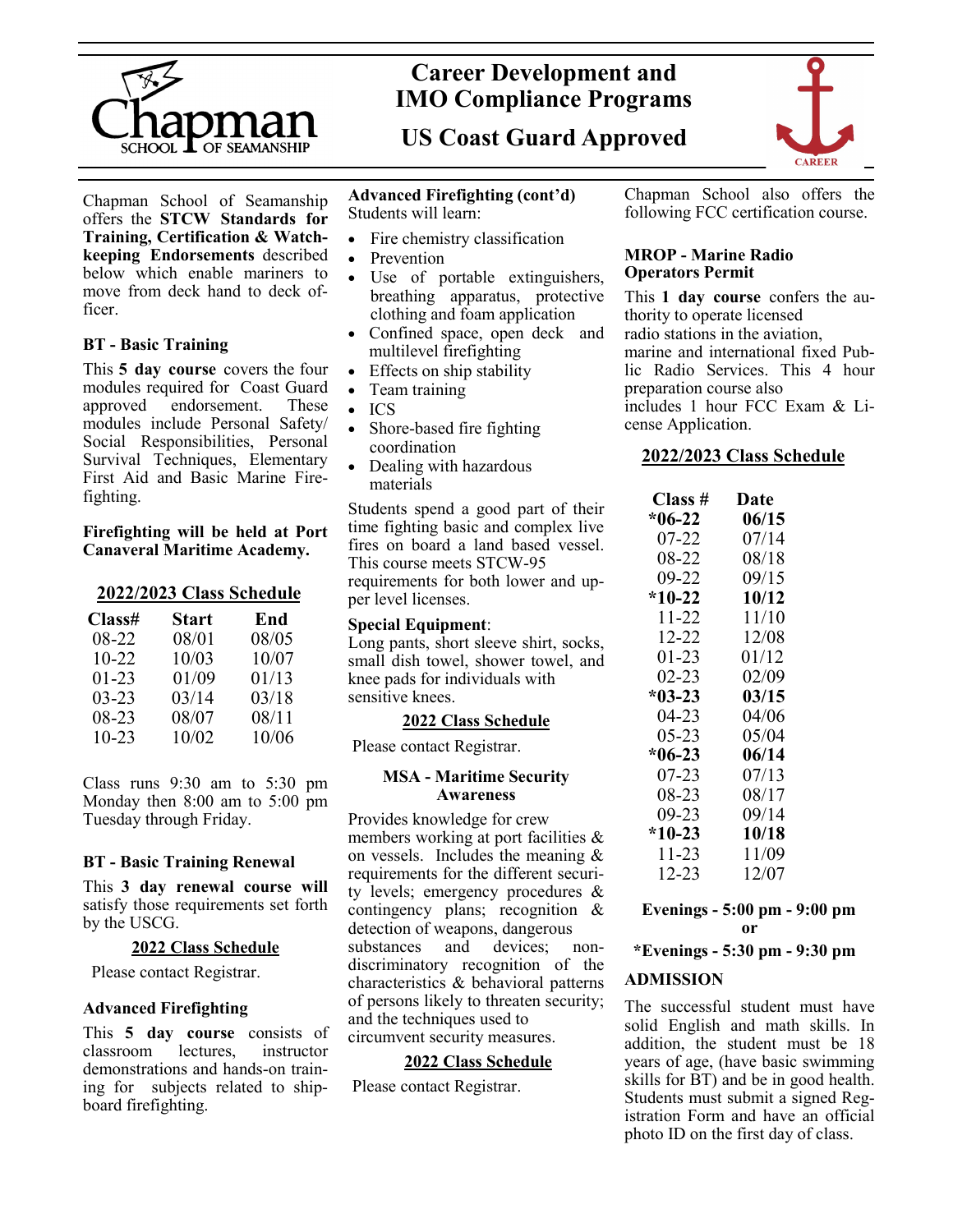# Career Development and IMO Compliance Programs

## US Coast Guard Approved

Chapman School of Seamanship offers the **STCW Standards for Training, Certification & Watchkeeping Endorsements** described below which enable mariners to move from deck hand to deck officer.

### BT - Basic Training

This **5 day course** covers the four modules required for Coast Guard approved endorsement. These modules include Personal Safety/ Social Responsibilities, Personal Survival Techniques, Elementary First Aid and Basic Marine Firefighting.

**Firefighting will be held at Port Canaveral Maritime Academy.**

**2022/2023 Class Schedule**

| Class# | Start | End |
|---|---|---|
| 08-22 | 08/01 | 08/05 |
| 10-22 | 10/03 | 10/07 |
| 01-23 | 01/09 | 01/13 |
| 03-23 | 03/14 | 03/18 |
| 08-23 | 08/07 | 08/11 |
| 10-23 | 10/02 | 10/06 |

Class runs 9:30 am to 5:30 pm Monday then 8:00 am to 5:00 pm Tuesday through Friday.

### BT - Basic Training Renewal

This **3 day renewal course will** satisfy those requirements set forth by the USCG.

**2022 Class Schedule**

Please contact Registrar.

### Advanced Firefighting

This **5 day course** consists of classroom lectures, instructor demonstrations and hands-on training for subjects related to shipboard firefighting.

**Advanced Firefighting (cont'd)**

Students will learn:

- Fire chemistry classification
- Prevention
- Use of portable extinguishers, breathing apparatus, protective clothing and foam application
- Confined space, open deck and multilevel firefighting
- Effects on ship stability
- Team training
- ICS
- Shore-based fire fighting coordination
- Dealing with hazardous materials

Students spend a good part of their time fighting basic and complex live fires on board a land based vessel. This course meets STCW-95 requirements for both lower and upper level licenses.

**Special Equipment**:

Long pants, short sleeve shirt, socks, small dish towel, shower towel, and knee pads for individuals with sensitive knees.

**2022 Class Schedule**

Please contact Registrar.

### MSA - Maritime Security Awareness

Provides knowledge for crew members working at port facilities & on vessels. Includes the meaning & requirements for the different security levels; emergency procedures & contingency plans; recognition & detection of weapons, dangerous substances and devices; non-discriminatory recognition of the characteristics & behavioral patterns of persons likely to threaten security; and the techniques used to circumvent security measures.

**2022 Class Schedule**

Please contact Registrar.

Chapman School also offers the following FCC certification course.

### MROP - Marine Radio Operators Permit

This **1 day course** confers the authority to operate licensed radio stations in the aviation, marine and international fixed Public Radio Services. This 4 hour preparation course also includes 1 hour FCC Exam & License Application.

**2022/2023 Class Schedule**

| Class # | Date |
|---|---|
| **\*06-22** | **06/15** |
| 07-22 | 07/14 |
| 08-22 | 08/18 |
| 09-22 | 09/15 |
| **\*10-22** | **10/12** |
| 11-22 | 11/10 |
| 12-22 | 12/08 |
| 01-23 | 01/12 |
| 02-23 | 02/09 |
| **\*03-23** | **03/15** |
| 04-23 | 04/06 |
| 05-23 | 05/04 |
| **\*06-23** | **06/14** |
| 07-23 | 07/13 |
| 08-23 | 08/17 |
| 09-23 | 09/14 |
| **\*10-23** | **10/18** |
| 11-23 | 11/09 |
| 12-23 | 12/07 |

**Evenings - 5:00 pm - 9:00 pm**
**or**
**\*Evenings - 5:30 pm - 9:30 pm**

### ADMISSION

The successful student must have solid English and math skills. In addition, the student must be 18 years of age, (have basic swimming skills for BT) and be in good health. Students must submit a signed Registration Form and have an official photo ID on the first day of class.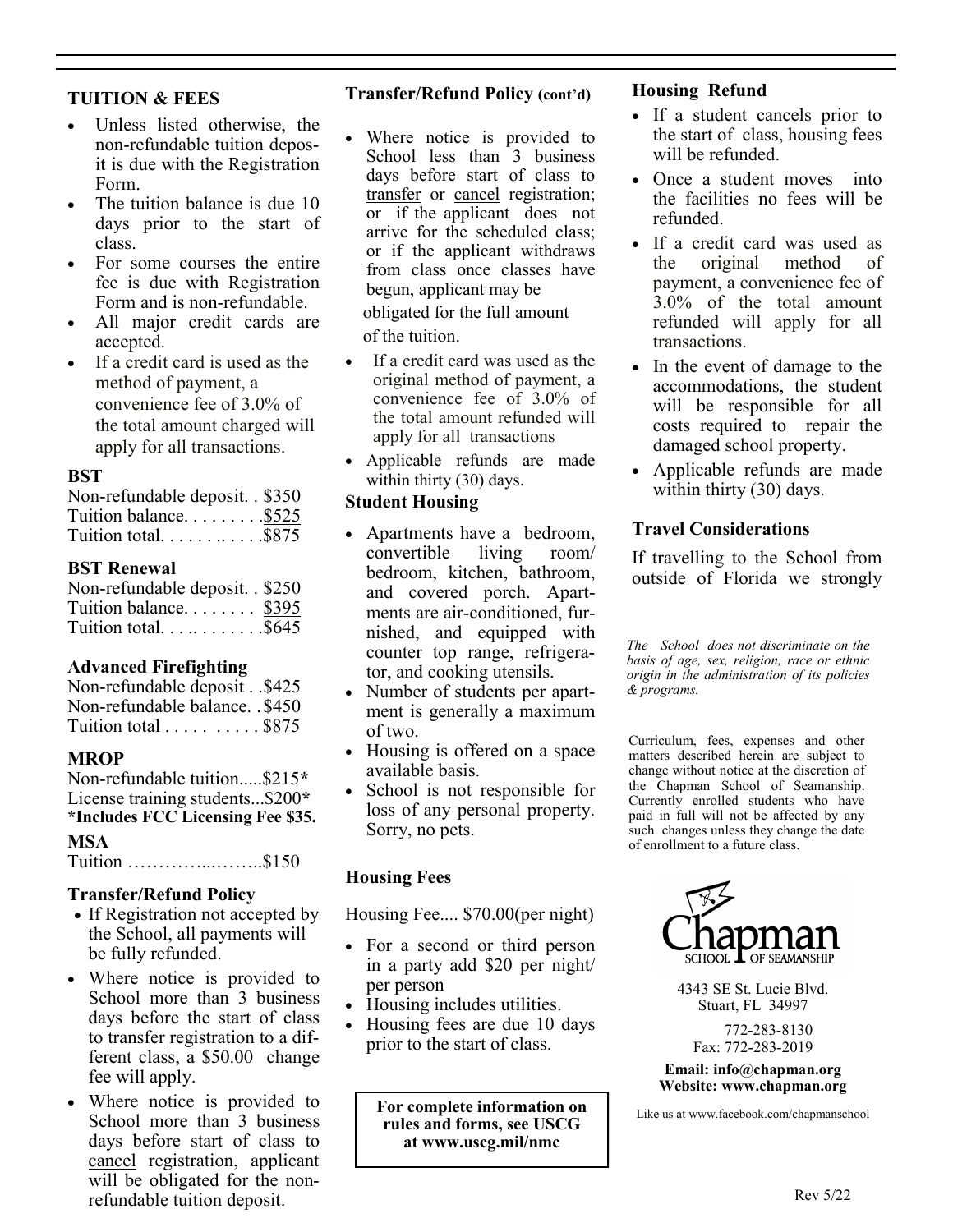## TUITION & FEES

- Unless listed otherwise, the non-refundable tuition deposit is due with the Registration Form.
- The tuition balance is due 10 days prior to the start of class.
- For some courses the entire fee is due with Registration Form and is non-refundable.
- All major credit cards are accepted.
- If a credit card is used as the method of payment, a convenience fee of 3.0% of the total amount charged will apply for all transactions.

### BST

Non-refundable deposit. . $350
Tuition balance. . . . . . . . .$525
Tuition total. . . . . . .. . . . .$875

### BST Renewal

Non-refundable deposit. . $250
Tuition balance. . . . . . . . $395
Tuition total. . . .. . . . . . . .$645

### Advanced Firefighting

Non-refundable deposit . .$425
Non-refundable balance. . $450
Tuition total . . . . . . . . . . $875

### MROP

Non-refundable tuition.....$215*
License training students...$200*
**\*Includes FCC Licensing Fee $35.**

### MSA

Tuition …………...……..$150

### Transfer/Refund Policy

- If Registration not accepted by the School, all payments will be fully refunded.
- Where notice is provided to School more than 3 business days before the start of class to transfer registration to a different class, a $50.00 change fee will apply.
- Where notice is provided to School more than 3 business days before start of class to cancel registration, applicant will be obligated for the non-refundable tuition deposit.

### Transfer/Refund Policy (cont'd)

- Where notice is provided to School less than 3 business days before start of class to transfer or cancel registration; or if the applicant does not arrive for the scheduled class; or if the applicant withdraws from class once classes have begun, applicant may be obligated for the full amount of the tuition.
- If a credit card was used as the original method of payment, a convenience fee of 3.0% of the total amount refunded will apply for all transactions
- Applicable refunds are made within thirty (30) days.

### Student Housing

- Apartments have a bedroom, convertible living room/ bedroom, kitchen, bathroom, and covered porch. Apartments are air-conditioned, furnished, and equipped with counter top range, refrigerator, and cooking utensils.
- Number of students per apartment is generally a maximum of two.
- Housing is offered on a space available basis.
- School is not responsible for loss of any personal property. Sorry, no pets.

### Housing Fees

Housing Fee.... $70.00(per night)

- For a second or third person in a party add $20 per night/ per person
- Housing includes utilities.
- Housing fees are due 10 days prior to the start of class.

**For complete information on rules and forms, see USCG at www.uscg.mil/nmc**

### Housing Refund

- If a student cancels prior to the start of class, housing fees will be refunded.
- Once a student moves into the facilities no fees will be refunded.
- If a credit card was used as the original method of payment, a convenience fee of 3.0% of the total amount refunded will apply for all transactions.
- In the event of damage to the accommodations, the student will be responsible for all costs required to repair the damaged school property.
- Applicable refunds are made within thirty (30) days.

### Travel Considerations

If travelling to the School from outside of Florida we strongly

*The School does not discriminate on the basis of age, sex, religion, race or ethnic origin in the administration of its policies & programs.*

Curriculum, fees, expenses and other matters described herein are subject to change without notice at the discretion of the Chapman School of Seamanship. Currently enrolled students who have paid in full will not be affected by any such changes unless they change the date of enrollment to a future class.

Chapman SCHOOL OF SEAMANSHIP

4343 SE St. Lucie Blvd.
Stuart, FL 34997

772-283-8130
Fax: 772-283-2019

**Email: info@chapman.org**
**Website: www.chapman.org**

Like us at www.facebook.com/chapmanschool

Rev 5/22